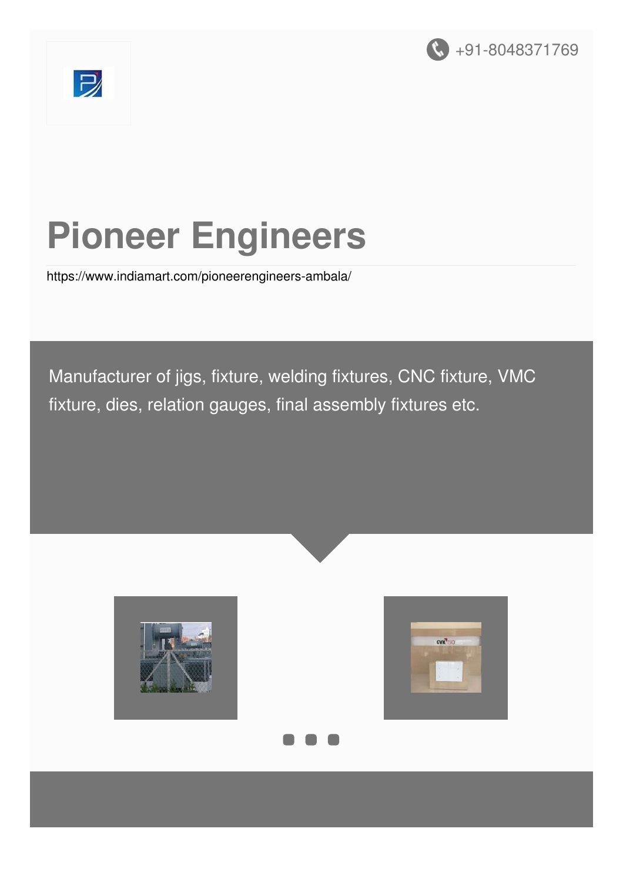+91-8048371769

# Pioneer Engineers

https://www.indiamart.com/pioneerengineers-ambala/

Manufacturer of jigs, fixture, welding fixtures, CNC fixture, VMC fixture, dies, relation gauges, final assembly fixtures etc.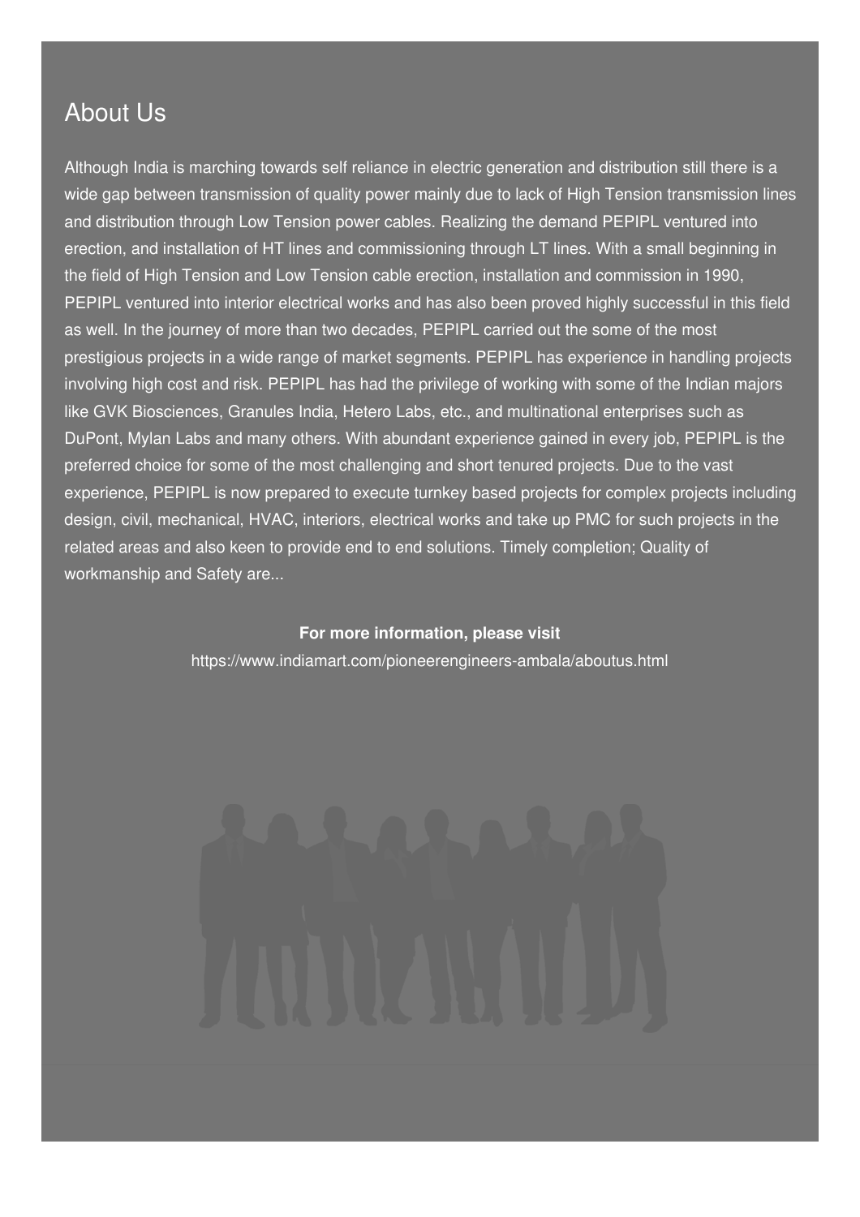## About Us

Although India is marching towards self reliance in electric generation and distribution still there is a wide gap between transmission of quality power mainly due to lack of High Tension transmission lines and distribution through Low Tension power cables. Realizing the demand PEPIPL ventured into erection, and installation of HT lines and commissioning through LT lines. With a small beginning in the field of High Tension and Low Tension cable erection, installation and commission in 1990, PEPIPL ventured into interior electrical works and has also been proved highly successful in this field as well. In the journey of more than two decades, PEPIPL carried out the some of the most prestigious projects in a wide range of market segments. PEPIPL has experience in handling projects involving high cost and risk. PEPIPL has had the privilege of working with some of the Indian majors like GVK Biosciences, Granules India, Hetero Labs, etc., and multinational enterprises such as DuPont, Mylan Labs and many others. With abundant experience gained in every job, PEPIPL is the preferred choice for some of the most challenging and short tenured projects. Due to the vast experience, PEPIPL is now prepared to execute turnkey based projects for complex projects including design, civil, mechanical, HVAC, interiors, electrical works and take up PMC for such projects in the related areas and also keen to provide end to end solutions. Timely completion; Quality of workmanship and Safety are...

**For more information, please visit**

https://www.indiamart.com/pioneerengineers-ambala/aboutus.html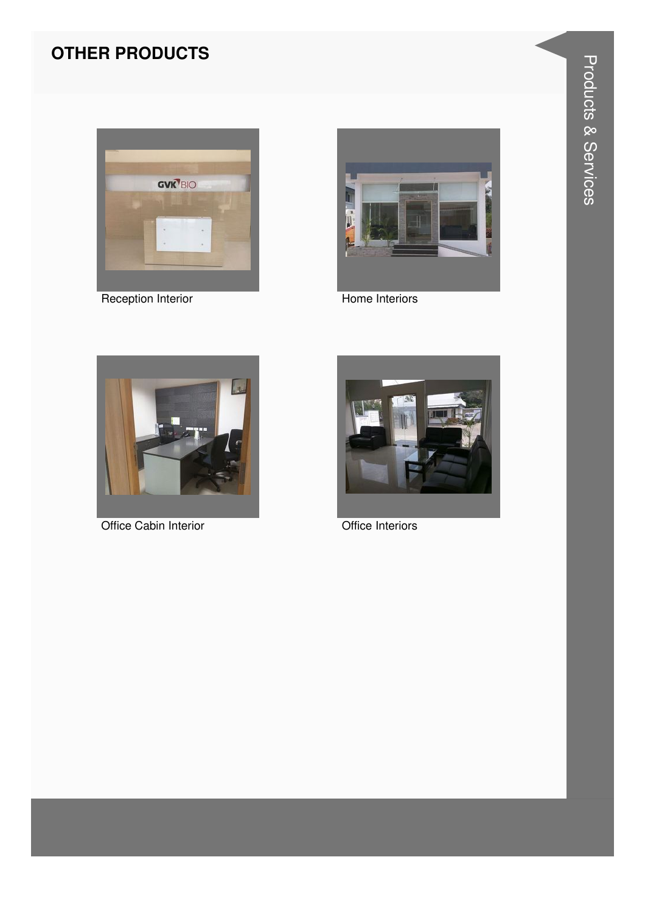## OTHER PRODUCTS

Reception Interior

Home Interiors

Office Cabin Interior

Office Interiors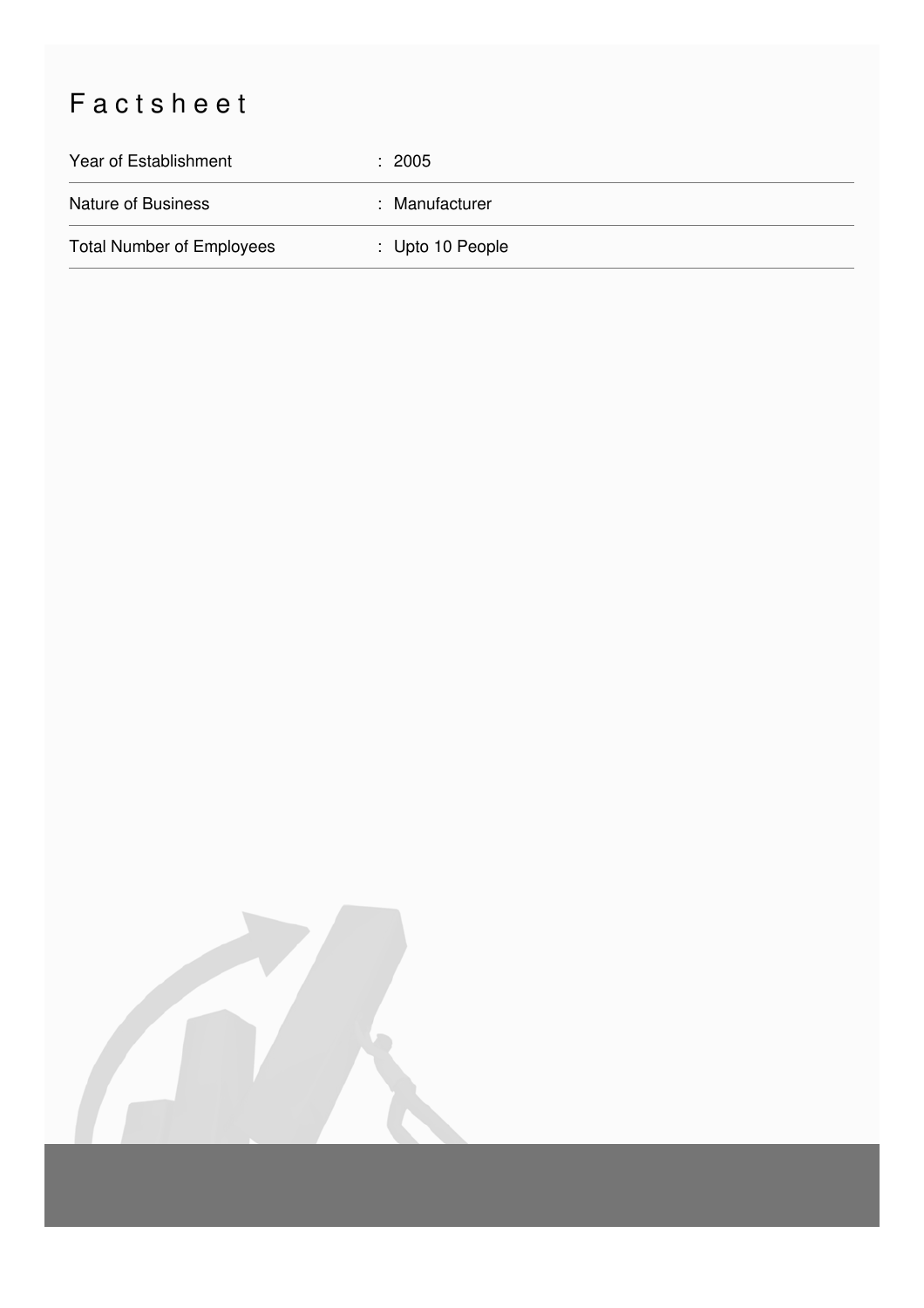# Factsheet

| | |
|---|---|
| Year of Establishment | : 2005 |
| Nature of Business | : Manufacturer |
| Total Number of Employees | : Upto 10 People |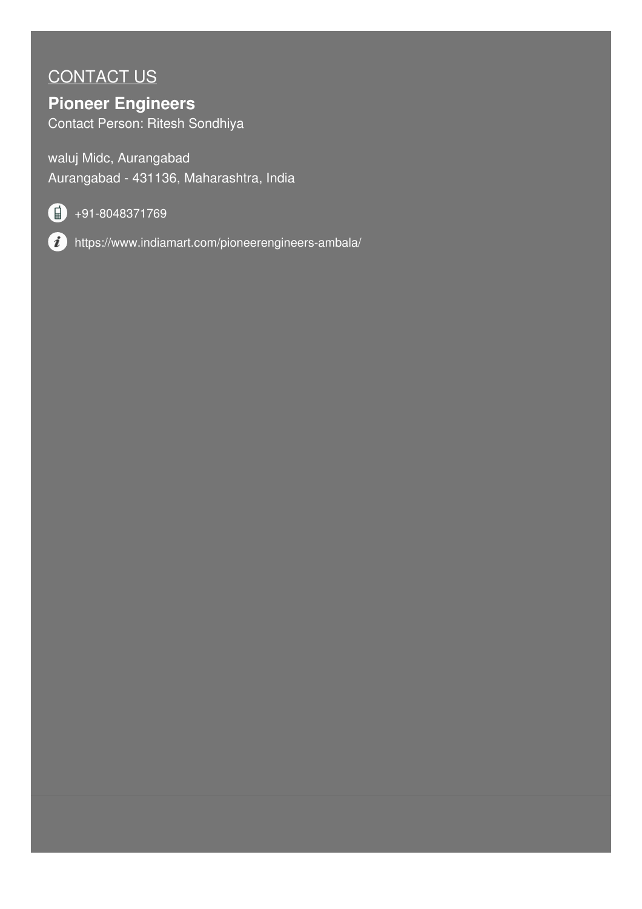## CONTACT US

### Pioneer Engineers

Contact Person: Ritesh Sondhiya

waluj Midc, Aurangabad
Aurangabad - 431136, Maharashtra, India

+91-8048371769

https://www.indiamart.com/pioneerengineers-ambala/